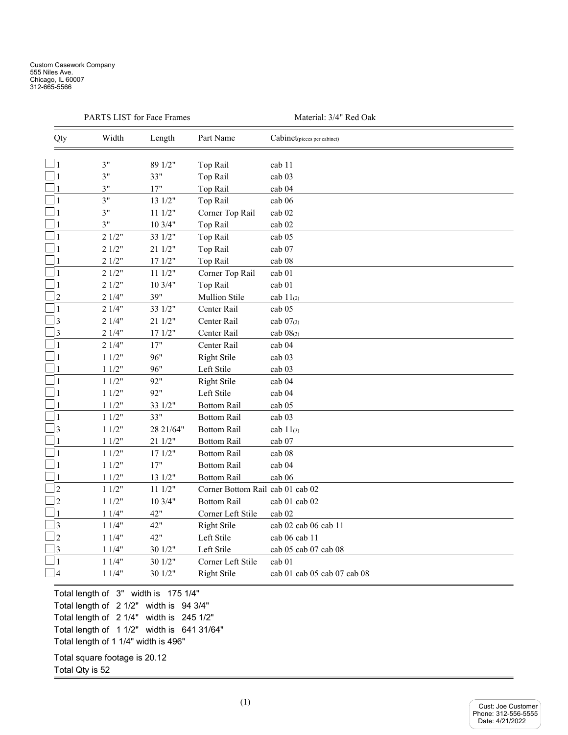Custom Casework Company
555 Niles Ave.
Chicago, IL 60007
312-665-5566

PARTS LIST for Face Frames — Material: 3/4" Red Oak

| Qty | Width | Length | Part Name | Cabinet(pieces per cabinet) |
|---|---|---|---|---|
| ☐ 1 | 3" | 89 1/2" | Top Rail | cab 11 |
| ☐ 1 | 3" | 33" | Top Rail | cab 03 |
| ☐ 1 | 3" | 17" | Top Rail | cab 04 |
| ☐ 1 | 3" | 13 1/2" | Top Rail | cab 06 |
| ☐ 1 | 3" | 11 1/2" | Corner Top Rail | cab 02 |
| ☐ 1 | 3" | 10 3/4" | Top Rail | cab 02 |
| ☐ 1 | 2 1/2" | 33 1/2" | Top Rail | cab 05 |
| ☐ 1 | 2 1/2" | 21 1/2" | Top Rail | cab 07 |
| ☐ 1 | 2 1/2" | 17 1/2" | Top Rail | cab 08 |
| ☐ 1 | 2 1/2" | 11 1/2" | Corner Top Rail | cab 01 |
| ☐ 1 | 2 1/2" | 10 3/4" | Top Rail | cab 01 |
| ☐ 2 | 2 1/4" | 39" | Mullion Stile | cab 11(2) |
| ☐ 1 | 2 1/4" | 33 1/2" | Center Rail | cab 05 |
| ☐ 3 | 2 1/4" | 21 1/2" | Center Rail | cab 07(3) |
| ☐ 3 | 2 1/4" | 17 1/2" | Center Rail | cab 08(3) |
| ☐ 1 | 2 1/4" | 17" | Center Rail | cab 04 |
| ☐ 1 | 1 1/2" | 96" | Right Stile | cab 03 |
| ☐ 1 | 1 1/2" | 96" | Left Stile | cab 03 |
| ☐ 1 | 1 1/2" | 92" | Right Stile | cab 04 |
| ☐ 1 | 1 1/2" | 92" | Left Stile | cab 04 |
| ☐ 1 | 1 1/2" | 33 1/2" | Bottom Rail | cab 05 |
| ☐ 1 | 1 1/2" | 33" | Bottom Rail | cab 03 |
| ☐ 3 | 1 1/2" | 28 21/64" | Bottom Rail | cab 11(3) |
| ☐ 1 | 1 1/2" | 21 1/2" | Bottom Rail | cab 07 |
| ☐ 1 | 1 1/2" | 17 1/2" | Bottom Rail | cab 08 |
| ☐ 1 | 1 1/2" | 17" | Bottom Rail | cab 04 |
| ☐ 1 | 1 1/2" | 13 1/2" | Bottom Rail | cab 06 |
| ☐ 2 | 1 1/2" | 11 1/2" | Corner Bottom Rail | cab 01 cab 02 |
| ☐ 2 | 1 1/2" | 10 3/4" | Bottom Rail | cab 01 cab 02 |
| ☐ 1 | 1 1/4" | 42" | Corner Left Stile | cab 02 |
| ☐ 3 | 1 1/4" | 42" | Right Stile | cab 02 cab 06 cab 11 |
| ☐ 2 | 1 1/4" | 42" | Left Stile | cab 06 cab 11 |
| ☐ 3 | 1 1/4" | 30 1/2" | Left Stile | cab 05 cab 07 cab 08 |
| ☐ 1 | 1 1/4" | 30 1/2" | Corner Left Stile | cab 01 |
| ☐ 4 | 1 1/4" | 30 1/2" | Right Stile | cab 01 cab 05 cab 07 cab 08 |

Total length of 3" width is 175 1/4"
Total length of 2 1/2" width is 94 3/4"
Total length of 2 1/4" width is 245 1/2"
Total length of 1 1/2" width is 641 31/64"
Total length of 1 1/4" width is 496"

Total square footage is 20.12
Total Qty is 52

Cust: Joe Customer
Phone: 312-556-5555
Date: 4/21/2022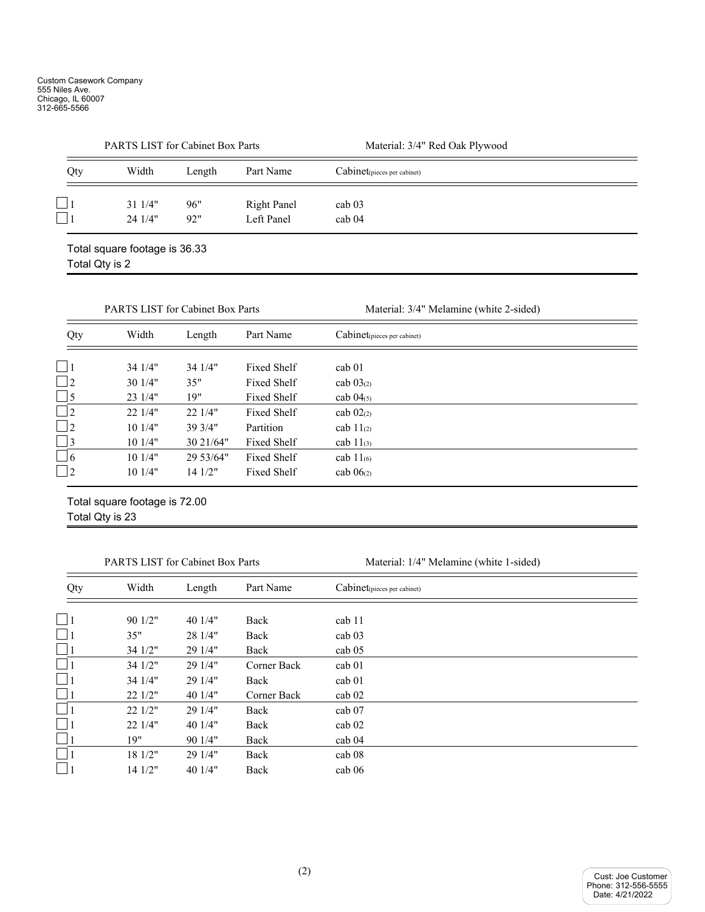Custom Casework Company
555 Niles Ave.
Chicago, IL 60007
312-665-5566

PARTS LIST for Cabinet Box Parts — Material: 3/4" Red Oak Plywood

| Qty | Width | Length | Part Name | Cabinet(pieces per cabinet) |
|---|---|---|---|---|
| ☐ 1 | 31 1/4" | 96" | Right Panel | cab 03 |
| ☐ 1 | 24 1/4" | 92" | Left Panel | cab 04 |

Total square footage is 36.33
Total Qty is 2

PARTS LIST for Cabinet Box Parts — Material: 3/4" Melamine (white 2-sided)

| Qty | Width | Length | Part Name | Cabinet(pieces per cabinet) |
|---|---|---|---|---|
| ☐ 1 | 34 1/4" | 34 1/4" | Fixed Shelf | cab 01 |
| ☐ 2 | 30 1/4" | 35" | Fixed Shelf | cab 03(2) |
| ☐ 5 | 23 1/4" | 19" | Fixed Shelf | cab 04(5) |
| ☐ 2 | 22 1/4" | 22 1/4" | Fixed Shelf | cab 02(2) |
| ☐ 2 | 10 1/4" | 39 3/4" | Partition | cab 11(2) |
| ☐ 3 | 10 1/4" | 30 21/64" | Fixed Shelf | cab 11(3) |
| ☐ 6 | 10 1/4" | 29 53/64" | Fixed Shelf | cab 11(6) |
| ☐ 2 | 10 1/4" | 14 1/2" | Fixed Shelf | cab 06(2) |

Total square footage is 72.00
Total Qty is 23

PARTS LIST for Cabinet Box Parts — Material: 1/4" Melamine (white 1-sided)

| Qty | Width | Length | Part Name | Cabinet(pieces per cabinet) |
|---|---|---|---|---|
| ☐ 1 | 90 1/2" | 40 1/4" | Back | cab 11 |
| ☐ 1 | 35" | 28 1/4" | Back | cab 03 |
| ☐ 1 | 34 1/2" | 29 1/4" | Back | cab 05 |
| ☐ 1 | 34 1/2" | 29 1/4" | Corner Back | cab 01 |
| ☐ 1 | 34 1/4" | 29 1/4" | Back | cab 01 |
| ☐ 1 | 22 1/2" | 40 1/4" | Corner Back | cab 02 |
| ☐ 1 | 22 1/2" | 29 1/4" | Back | cab 07 |
| ☐ 1 | 22 1/4" | 40 1/4" | Back | cab 02 |
| ☐ 1 | 19" | 90 1/4" | Back | cab 04 |
| ☐ 1 | 18 1/2" | 29 1/4" | Back | cab 08 |
| ☐ 1 | 14 1/2" | 40 1/4" | Back | cab 06 |

Cust: Joe Customer
Phone: 312-556-5555
Date: 4/21/2022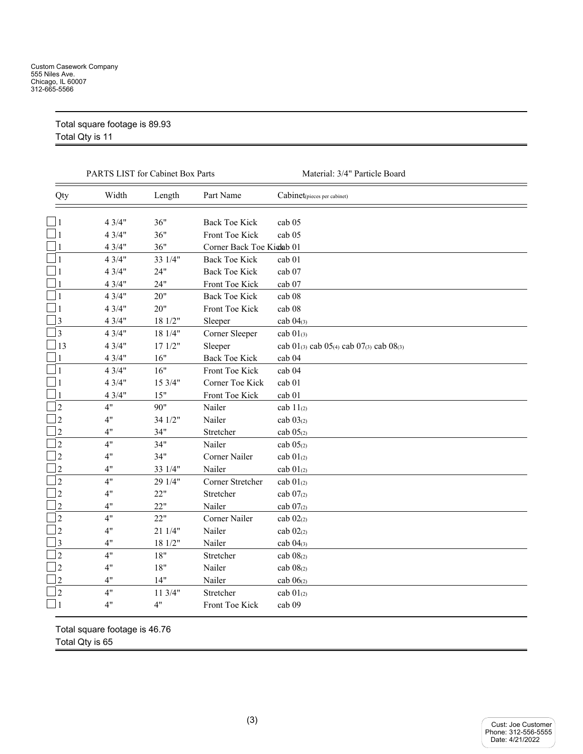Custom Casework Company
555 Niles Ave.
Chicago, IL 60007
312-665-5566

Total square footage is 89.93
Total Qty is 11

PARTS LIST for Cabinet Box Parts — Material: 3/4" Particle Board

| Qty | Width | Length | Part Name | Cabinet (pieces per cabinet) |
|---|---|---|---|---|
| 1 | 4 3/4" | 36" | Back Toe Kick | cab 05 |
| 1 | 4 3/4" | 36" | Front Toe Kick | cab 05 |
| 1 | 4 3/4" | 36" | Corner Back Toe Kick | cab 01 |
| 1 | 4 3/4" | 33 1/4" | Back Toe Kick | cab 01 |
| 1 | 4 3/4" | 24" | Back Toe Kick | cab 07 |
| 1 | 4 3/4" | 24" | Front Toe Kick | cab 07 |
| 1 | 4 3/4" | 20" | Back Toe Kick | cab 08 |
| 1 | 4 3/4" | 20" | Front Toe Kick | cab 08 |
| 3 | 4 3/4" | 18 1/2" | Sleeper | cab 04(3) |
| 3 | 4 3/4" | 18 1/4" | Corner Sleeper | cab 01(3) |
| 13 | 4 3/4" | 17 1/2" | Sleeper | cab 01(3) cab 05(4) cab 07(3) cab 08(3) |
| 1 | 4 3/4" | 16" | Back Toe Kick | cab 04 |
| 1 | 4 3/4" | 16" | Front Toe Kick | cab 04 |
| 1 | 4 3/4" | 15 3/4" | Corner Toe Kick | cab 01 |
| 1 | 4 3/4" | 15" | Front Toe Kick | cab 01 |
| 2 | 4" | 90" | Nailer | cab 11(2) |
| 2 | 4" | 34 1/2" | Nailer | cab 03(2) |
| 2 | 4" | 34" | Stretcher | cab 05(2) |
| 2 | 4" | 34" | Nailer | cab 05(2) |
| 2 | 4" | 34" | Corner Nailer | cab 01(2) |
| 2 | 4" | 33 1/4" | Nailer | cab 01(2) |
| 2 | 4" | 29 1/4" | Corner Stretcher | cab 01(2) |
| 2 | 4" | 22" | Stretcher | cab 07(2) |
| 2 | 4" | 22" | Nailer | cab 07(2) |
| 2 | 4" | 22" | Corner Nailer | cab 02(2) |
| 2 | 4" | 21 1/4" | Nailer | cab 02(2) |
| 3 | 4" | 18 1/2" | Nailer | cab 04(3) |
| 2 | 4" | 18" | Stretcher | cab 08(2) |
| 2 | 4" | 18" | Nailer | cab 08(2) |
| 2 | 4" | 14" | Nailer | cab 06(2) |
| 2 | 4" | 11 3/4" | Stretcher | cab 01(2) |
| 1 | 4" | 4" | Front Toe Kick | cab 09 |

Total square footage is 46.76
Total Qty is 65

Cust: Joe Customer
Phone: 312-556-5555
Date: 4/21/2022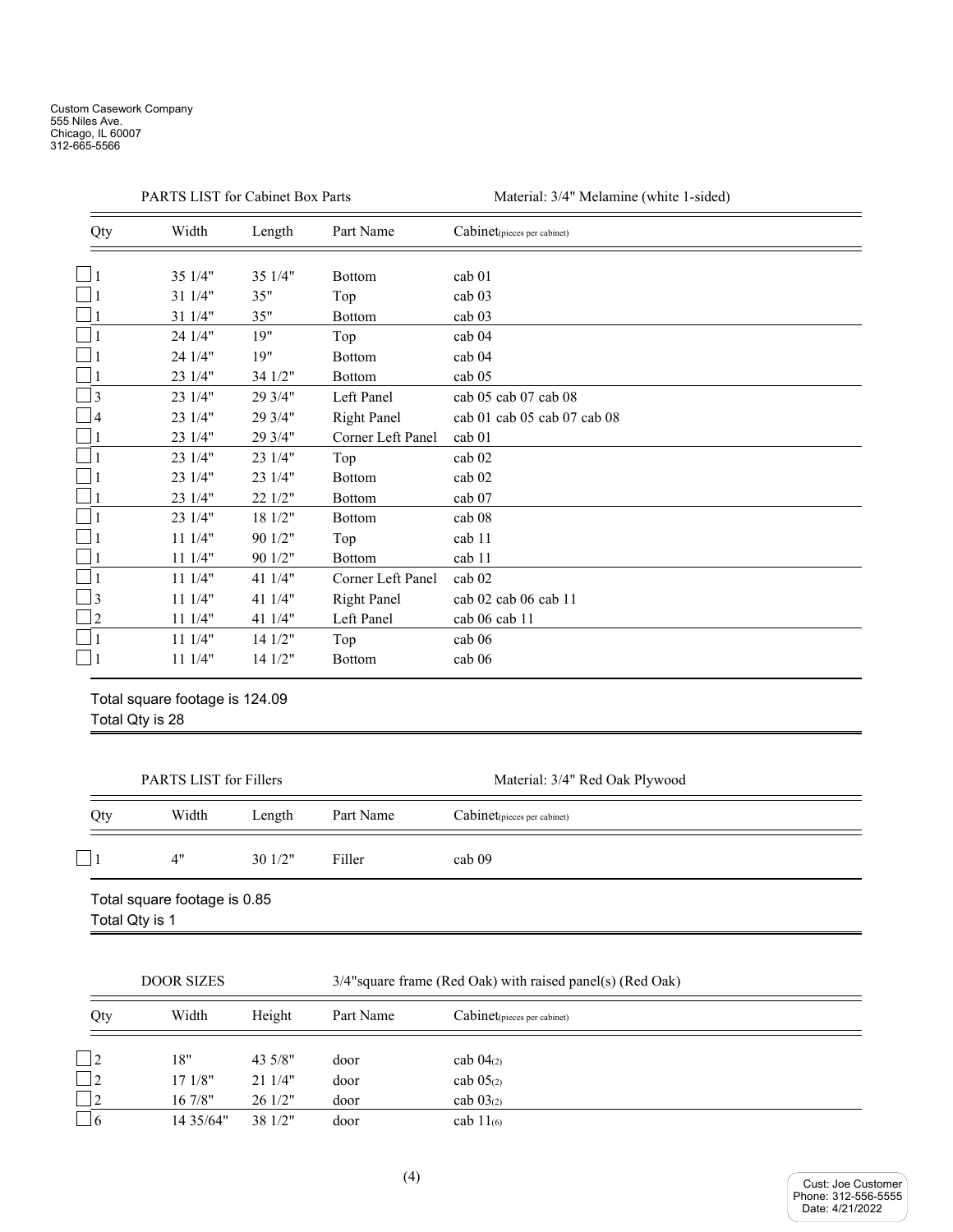Custom Casework Company
555 Niles Ave.
Chicago, IL 60007
312-665-5566

PARTS LIST for Cabinet Box Parts — Material: 3/4" Melamine (white 1-sided)

| Qty | Width | Length | Part Name | Cabinet(pieces per cabinet) |
|---|---|---|---|---|
| ☐ 1 | 35 1/4" | 35 1/4" | Bottom | cab 01 |
| ☐ 1 | 31 1/4" | 35" | Top | cab 03 |
| ☐ 1 | 31 1/4" | 35" | Bottom | cab 03 |
| ☐ 1 | 24 1/4" | 19" | Top | cab 04 |
| ☐ 1 | 24 1/4" | 19" | Bottom | cab 04 |
| ☐ 1 | 23 1/4" | 34 1/2" | Bottom | cab 05 |
| ☐ 3 | 23 1/4" | 29 3/4" | Left Panel | cab 05 cab 07 cab 08 |
| ☐ 4 | 23 1/4" | 29 3/4" | Right Panel | cab 01 cab 05 cab 07 cab 08 |
| ☐ 1 | 23 1/4" | 29 3/4" | Corner Left Panel | cab 01 |
| ☐ 1 | 23 1/4" | 23 1/4" | Top | cab 02 |
| ☐ 1 | 23 1/4" | 23 1/4" | Bottom | cab 02 |
| ☐ 1 | 23 1/4" | 22 1/2" | Bottom | cab 07 |
| ☐ 1 | 23 1/4" | 18 1/2" | Bottom | cab 08 |
| ☐ 1 | 11 1/4" | 90 1/2" | Top | cab 11 |
| ☐ 1 | 11 1/4" | 90 1/2" | Bottom | cab 11 |
| ☐ 1 | 11 1/4" | 41 1/4" | Corner Left Panel | cab 02 |
| ☐ 3 | 11 1/4" | 41 1/4" | Right Panel | cab 02 cab 06 cab 11 |
| ☐ 2 | 11 1/4" | 41 1/4" | Left Panel | cab 06 cab 11 |
| ☐ 1 | 11 1/4" | 14 1/2" | Top | cab 06 |
| ☐ 1 | 11 1/4" | 14 1/2" | Bottom | cab 06 |

Total square footage is 124.09
Total Qty is 28

PARTS LIST for Fillers — Material: 3/4" Red Oak Plywood

| Qty | Width | Length | Part Name | Cabinet(pieces per cabinet) |
|---|---|---|---|---|
| ☐ 1 | 4" | 30 1/2" | Filler | cab 09 |

Total square footage is 0.85
Total Qty is 1

DOOR SIZES — 3/4"square frame (Red Oak) with raised panel(s) (Red Oak)

| Qty | Width | Height | Part Name | Cabinet(pieces per cabinet) |
|---|---|---|---|---|
| ☐ 2 | 18" | 43 5/8" | door | cab 04(2) |
| ☐ 2 | 17 1/8" | 21 1/4" | door | cab 05(2) |
| ☐ 2 | 16 7/8" | 26 1/2" | door | cab 03(2) |
| ☐ 6 | 14 35/64" | 38 1/2" | door | cab 11(6) |

Cust: Joe Customer
Phone: 312-556-5555
Date: 4/21/2022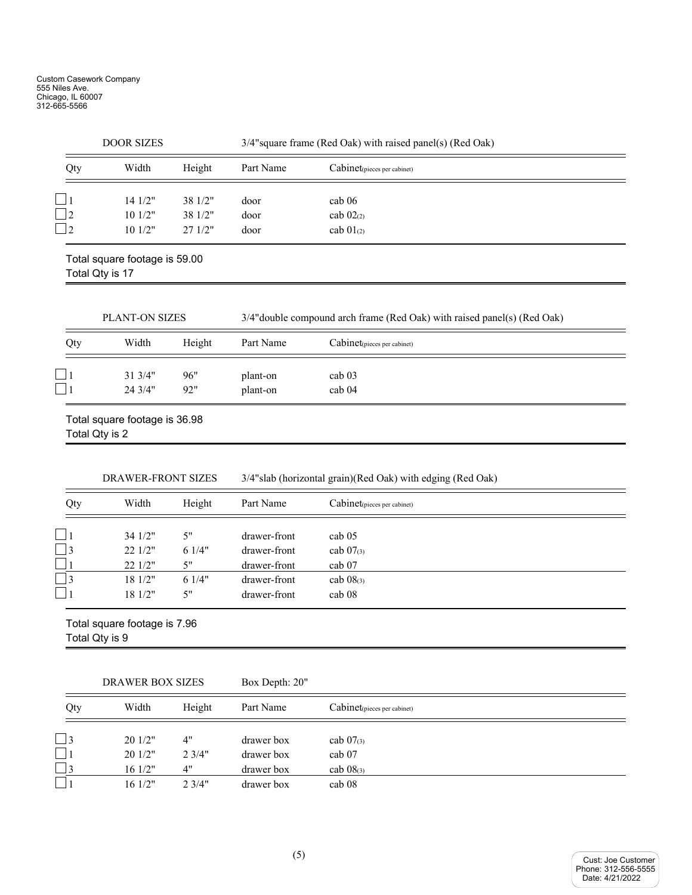Custom Casework Company
555 Niles Ave.
Chicago, IL 60007
312-665-5566

**DOOR SIZES** — 3/4"square frame (Red Oak) with raised panel(s) (Red Oak)

| Qty | Width | Height | Part Name | Cabinet(pieces per cabinet) |
|---|---|---|---|---|
| ☐ 1 | 14 1/2" | 38 1/2" | door | cab 06 |
| ☐ 2 | 10 1/2" | 38 1/2" | door | cab 02(2) |
| ☐ 2 | 10 1/2" | 27 1/2" | door | cab 01(2) |

Total square footage is 59.00
Total Qty is 17

**PLANT-ON SIZES** — 3/4"double compound arch frame (Red Oak) with raised panel(s) (Red Oak)

| Qty | Width | Height | Part Name | Cabinet(pieces per cabinet) |
|---|---|---|---|---|
| ☐ 1 | 31 3/4" | 96" | plant-on | cab 03 |
| ☐ 1 | 24 3/4" | 92" | plant-on | cab 04 |

Total square footage is 36.98
Total Qty is 2

**DRAWER-FRONT SIZES** — 3/4"slab (horizontal grain)(Red Oak) with edging (Red Oak)

| Qty | Width | Height | Part Name | Cabinet(pieces per cabinet) |
|---|---|---|---|---|
| ☐ 1 | 34 1/2" | 5" | drawer-front | cab 05 |
| ☐ 3 | 22 1/2" | 6 1/4" | drawer-front | cab 07(3) |
| ☐ 1 | 22 1/2" | 5" | drawer-front | cab 07 |
| ☐ 3 | 18 1/2" | 6 1/4" | drawer-front | cab 08(3) |
| ☐ 1 | 18 1/2" | 5" | drawer-front | cab 08 |

Total square footage is 7.96
Total Qty is 9

**DRAWER BOX SIZES** — Box Depth: 20"

| Qty | Width | Height | Part Name | Cabinet(pieces per cabinet) |
|---|---|---|---|---|
| ☐ 3 | 20 1/2" | 4" | drawer box | cab 07(3) |
| ☐ 1 | 20 1/2" | 2 3/4" | drawer box | cab 07 |
| ☐ 3 | 16 1/2" | 4" | drawer box | cab 08(3) |
| ☐ 1 | 16 1/2" | 2 3/4" | drawer box | cab 08 |

Cust: Joe Customer
Phone: 312-556-5555
Date: 4/21/2022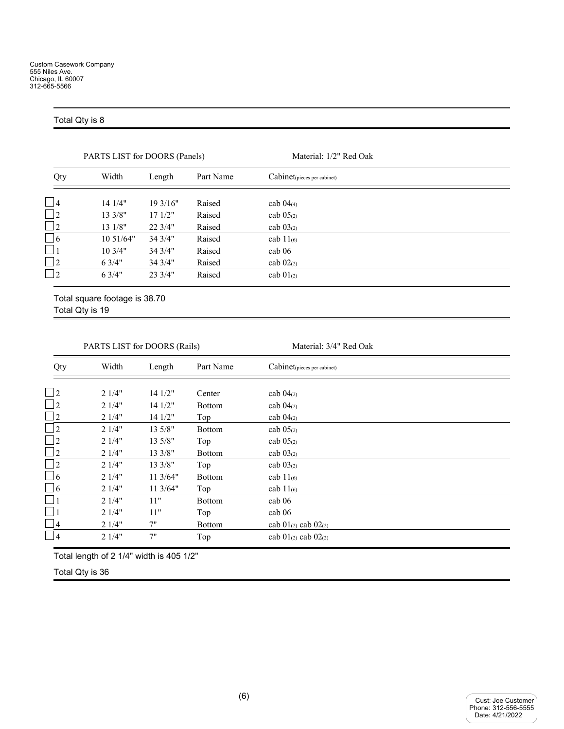Custom Casework Company
555 Niles Ave.
Chicago, IL 60007
312-665-5566

Total Qty is 8

PARTS LIST for DOORS (Panels) Material: 1/2" Red Oak

| Qty | Width | Length | Part Name | Cabinet(pieces per cabinet) |
|---|---|---|---|---|
| 4 | 14 1/4" | 19 3/16" | Raised | cab 04(4) |
| 2 | 13 3/8" | 17 1/2" | Raised | cab 05(2) |
| 2 | 13 1/8" | 22 3/4" | Raised | cab 03(2) |
| 6 | 10 51/64" | 34 3/4" | Raised | cab 11(6) |
| 1 | 10 3/4" | 34 3/4" | Raised | cab 06 |
| 2 | 6 3/4" | 34 3/4" | Raised | cab 02(2) |
| 2 | 6 3/4" | 23 3/4" | Raised | cab 01(2) |

Total square footage is 38.70
Total Qty is 19

PARTS LIST for DOORS (Rails) Material: 3/4" Red Oak

| Qty | Width | Length | Part Name | Cabinet(pieces per cabinet) |
|---|---|---|---|---|
| 2 | 2 1/4" | 14 1/2" | Center | cab 04(2) |
| 2 | 2 1/4" | 14 1/2" | Bottom | cab 04(2) |
| 2 | 2 1/4" | 14 1/2" | Top | cab 04(2) |
| 2 | 2 1/4" | 13 5/8" | Bottom | cab 05(2) |
| 2 | 2 1/4" | 13 5/8" | Top | cab 05(2) |
| 2 | 2 1/4" | 13 3/8" | Bottom | cab 03(2) |
| 2 | 2 1/4" | 13 3/8" | Top | cab 03(2) |
| 6 | 2 1/4" | 11 3/64" | Bottom | cab 11(6) |
| 6 | 2 1/4" | 11 3/64" | Top | cab 11(6) |
| 1 | 2 1/4" | 11" | Bottom | cab 06 |
| 1 | 2 1/4" | 11" | Top | cab 06 |
| 4 | 2 1/4" | 7" | Bottom | cab 01(2) cab 02(2) |
| 4 | 2 1/4" | 7" | Top | cab 01(2) cab 02(2) |

Total length of 2 1/4" width is 405 1/2"

Total Qty is 36

Cust: Joe Customer
Phone: 312-556-5555
Date: 4/21/2022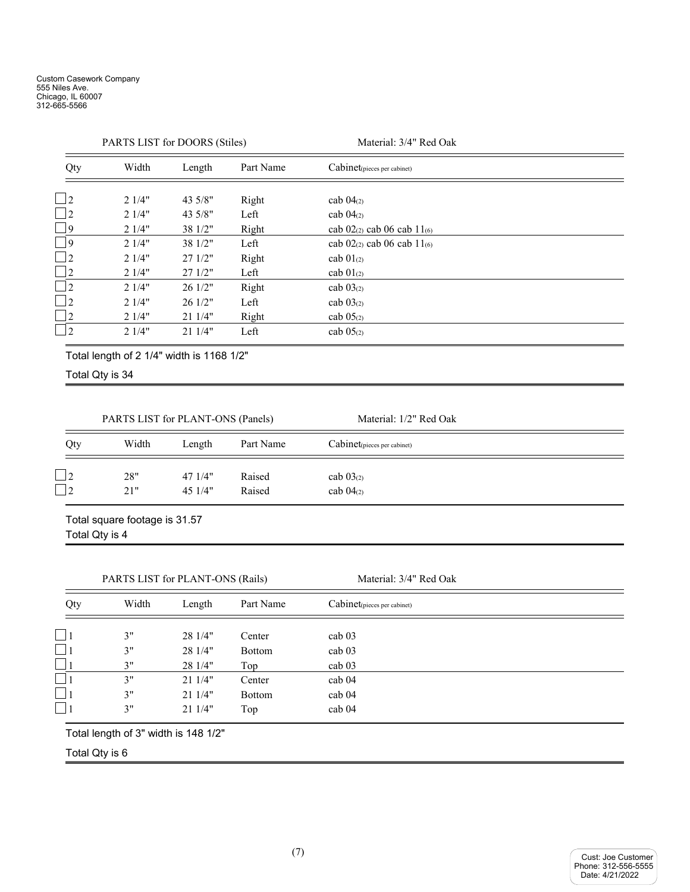Custom Casework Company
555 Niles Ave.
Chicago, IL 60007
312-665-5566

PARTS LIST for DOORS (Stiles) — Material: 3/4" Red Oak

| Qty | Width | Length | Part Name | Cabinet (pieces per cabinet) |
|---|---|---|---|---|
| ☐ 2 | 2 1/4" | 43 5/8" | Right | cab 04(2) |
| ☐ 2 | 2 1/4" | 43 5/8" | Left | cab 04(2) |
| ☐ 9 | 2 1/4" | 38 1/2" | Right | cab 02(2) cab 06 cab 11(6) |
| ☐ 9 | 2 1/4" | 38 1/2" | Left | cab 02(2) cab 06 cab 11(6) |
| ☐ 2 | 2 1/4" | 27 1/2" | Right | cab 01(2) |
| ☐ 2 | 2 1/4" | 27 1/2" | Left | cab 01(2) |
| ☐ 2 | 2 1/4" | 26 1/2" | Right | cab 03(2) |
| ☐ 2 | 2 1/4" | 26 1/2" | Left | cab 03(2) |
| ☐ 2 | 2 1/4" | 21 1/4" | Right | cab 05(2) |
| ☐ 2 | 2 1/4" | 21 1/4" | Left | cab 05(2) |

Total length of 2 1/4" width is 1168 1/2"

Total Qty is 34

PARTS LIST for PLANT-ONS (Panels) — Material: 1/2" Red Oak

| Qty | Width | Length | Part Name | Cabinet (pieces per cabinet) |
|---|---|---|---|---|
| ☐ 2 | 28" | 47 1/4" | Raised | cab 03(2) |
| ☐ 2 | 21" | 45 1/4" | Raised | cab 04(2) |

Total square footage is 31.57

Total Qty is 4

PARTS LIST for PLANT-ONS (Rails) — Material: 3/4" Red Oak

| Qty | Width | Length | Part Name | Cabinet (pieces per cabinet) |
|---|---|---|---|---|
| ☐ 1 | 3" | 28 1/4" | Center | cab 03 |
| ☐ 1 | 3" | 28 1/4" | Bottom | cab 03 |
| ☐ 1 | 3" | 28 1/4" | Top | cab 03 |
| ☐ 1 | 3" | 21 1/4" | Center | cab 04 |
| ☐ 1 | 3" | 21 1/4" | Bottom | cab 04 |
| ☐ 1 | 3" | 21 1/4" | Top | cab 04 |

Total length of 3" width is 148 1/2"

Total Qty is 6

Cust: Joe Customer
Phone: 312-556-5555
Date: 4/21/2022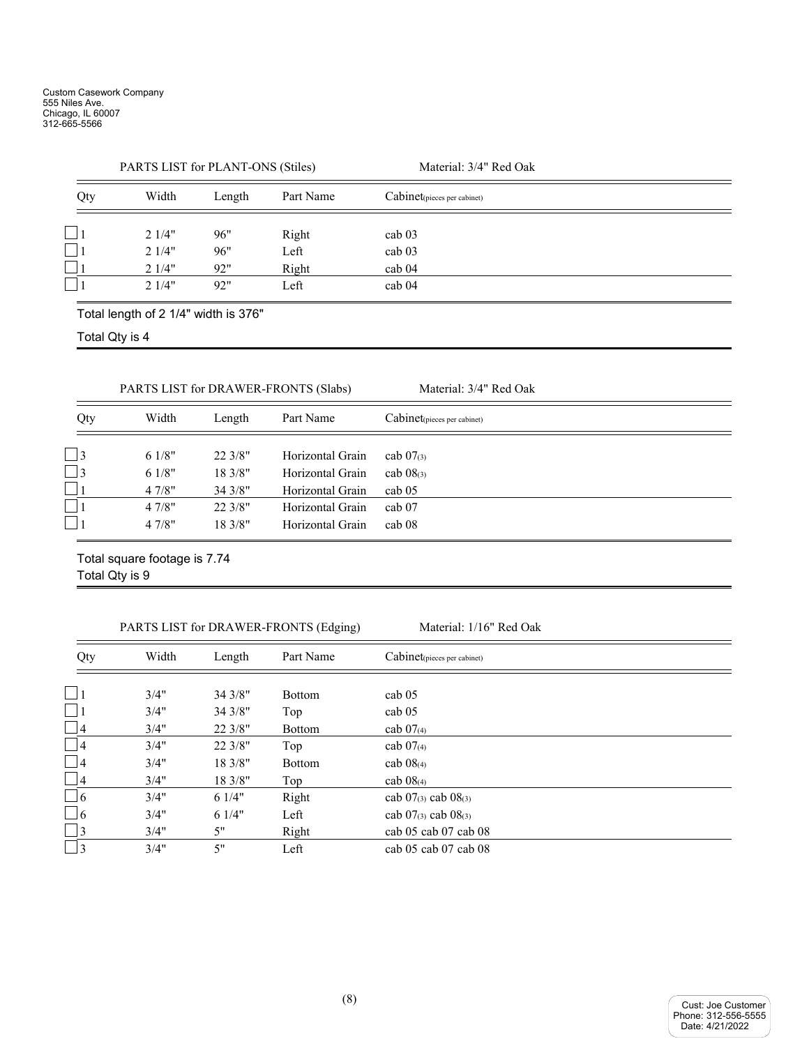Custom Casework Company
555 Niles Ave.
Chicago, IL 60007
312-665-5566

PARTS LIST for PLANT-ONS (Stiles) — Material: 3/4" Red Oak

| Qty | Width | Length | Part Name | Cabinet(pieces per cabinet) |
|---|---|---|---|---|
| ☐ 1 | 2 1/4" | 96" | Right | cab 03 |
| ☐ 1 | 2 1/4" | 96" | Left | cab 03 |
| ☐ 1 | 2 1/4" | 92" | Right | cab 04 |
| ☐ 1 | 2 1/4" | 92" | Left | cab 04 |

Total length of 2 1/4" width is 376"

Total Qty is 4

PARTS LIST for DRAWER-FRONTS (Slabs) — Material: 3/4" Red Oak

| Qty | Width | Length | Part Name | Cabinet(pieces per cabinet) |
|---|---|---|---|---|
| ☐ 3 | 6 1/8" | 22 3/8" | Horizontal Grain | cab 07(3) |
| ☐ 3 | 6 1/8" | 18 3/8" | Horizontal Grain | cab 08(3) |
| ☐ 1 | 4 7/8" | 34 3/8" | Horizontal Grain | cab 05 |
| ☐ 1 | 4 7/8" | 22 3/8" | Horizontal Grain | cab 07 |
| ☐ 1 | 4 7/8" | 18 3/8" | Horizontal Grain | cab 08 |

Total square footage is 7.74
Total Qty is 9

PARTS LIST for DRAWER-FRONTS (Edging) — Material: 1/16" Red Oak

| Qty | Width | Length | Part Name | Cabinet(pieces per cabinet) |
|---|---|---|---|---|
| ☐ 1 | 3/4" | 34 3/8" | Bottom | cab 05 |
| ☐ 1 | 3/4" | 34 3/8" | Top | cab 05 |
| ☐ 4 | 3/4" | 22 3/8" | Bottom | cab 07(4) |
| ☐ 4 | 3/4" | 22 3/8" | Top | cab 07(4) |
| ☐ 4 | 3/4" | 18 3/8" | Bottom | cab 08(4) |
| ☐ 4 | 3/4" | 18 3/8" | Top | cab 08(4) |
| ☐ 6 | 3/4" | 6 1/4" | Right | cab 07(3) cab 08(3) |
| ☐ 6 | 3/4" | 6 1/4" | Left | cab 07(3) cab 08(3) |
| ☐ 3 | 3/4" | 5" | Right | cab 05 cab 07 cab 08 |
| ☐ 3 | 3/4" | 5" | Left | cab 05 cab 07 cab 08 |

Cust: Joe Customer
Phone: 312-556-5555
Date: 4/21/2022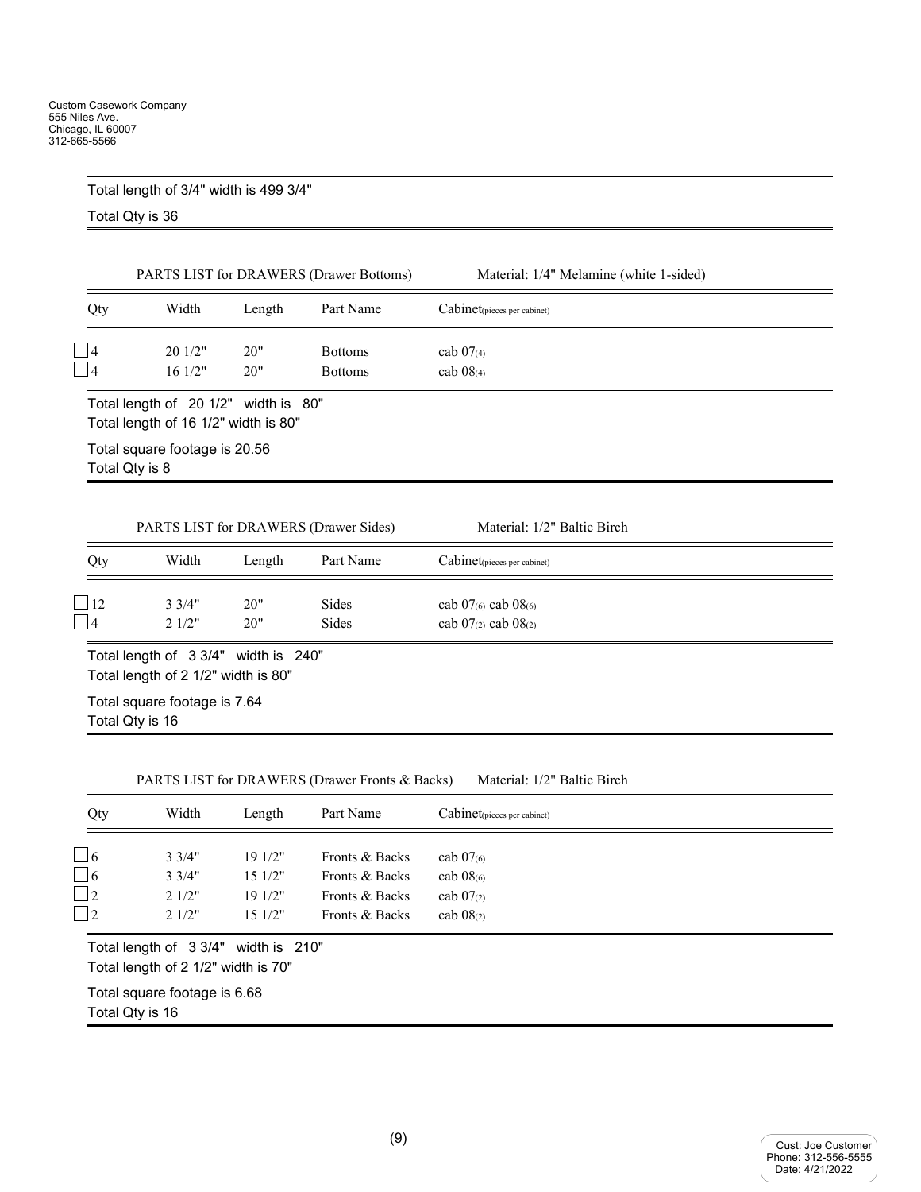Custom Casework Company
555 Niles Ave.
Chicago, IL 60007
312-665-5566

Total length of 3/4" width is 499 3/4"

Total Qty is 36

PARTS LIST for DRAWERS (Drawer Bottoms) Material: 1/4" Melamine (white 1-sided)

| Qty | Width | Length | Part Name | Cabinet(pieces per cabinet) |
|---|---|---|---|---|
| ☐ 4 | 20 1/2" | 20" | Bottoms | cab 07(4) |
| ☐ 4 | 16 1/2" | 20" | Bottoms | cab 08(4) |

Total length of 20 1/2" width is 80"
Total length of 16 1/2" width is 80"

Total square footage is 20.56
Total Qty is 8

PARTS LIST for DRAWERS (Drawer Sides) Material: 1/2" Baltic Birch

| Qty | Width | Length | Part Name | Cabinet(pieces per cabinet) |
|---|---|---|---|---|
| ☐ 12 | 3 3/4" | 20" | Sides | cab 07(6) cab 08(6) |
| ☐ 4 | 2 1/2" | 20" | Sides | cab 07(2) cab 08(2) |

Total length of 3 3/4" width is 240"
Total length of 2 1/2" width is 80"

Total square footage is 7.64
Total Qty is 16

PARTS LIST for DRAWERS (Drawer Fronts & Backs) Material: 1/2" Baltic Birch

| Qty | Width | Length | Part Name | Cabinet(pieces per cabinet) |
|---|---|---|---|---|
| ☐ 6 | 3 3/4" | 19 1/2" | Fronts & Backs | cab 07(6) |
| ☐ 6 | 3 3/4" | 15 1/2" | Fronts & Backs | cab 08(6) |
| ☐ 2 | 2 1/2" | 19 1/2" | Fronts & Backs | cab 07(2) |
| ☐ 2 | 2 1/2" | 15 1/2" | Fronts & Backs | cab 08(2) |

Total length of 3 3/4" width is 210"
Total length of 2 1/2" width is 70"

Total square footage is 6.68
Total Qty is 16

Cust: Joe Customer
Phone: 312-556-5555
Date: 4/21/2022